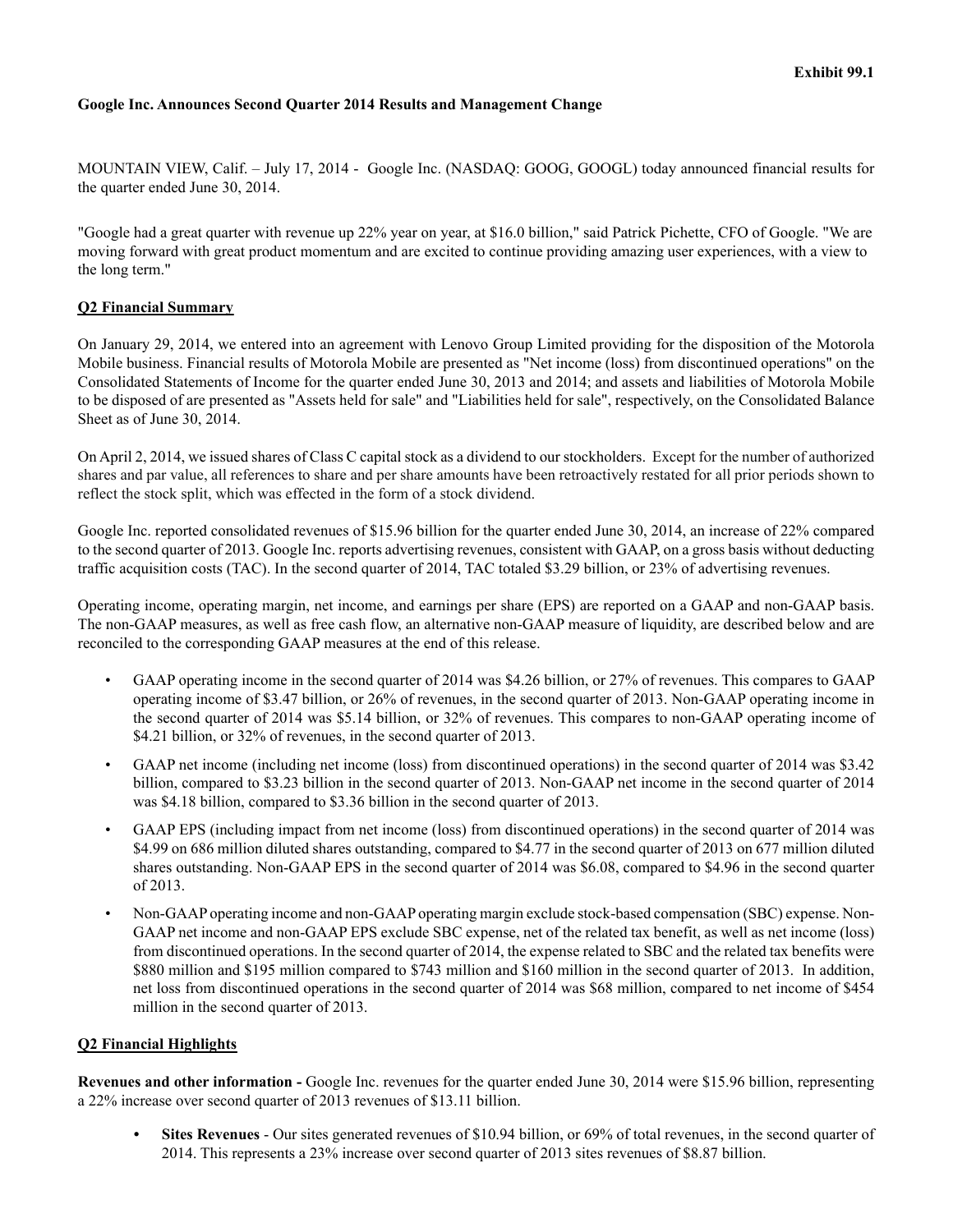**Exhibit 99.1**

**Google Inc. Announces Second Quarter 2014 Results and Management Change**

MOUNTAIN VIEW, Calif. – July 17, 2014 - Google Inc. (NASDAQ: GOOG, GOOGL) today announced financial results for the quarter ended June 30, 2014.

"Google had a great quarter with revenue up 22% year on year, at $16.0 billion," said Patrick Pichette, CFO of Google. "We are moving forward with great product momentum and are excited to continue providing amazing user experiences, with a view to the long term."

**Q2 Financial Summary**

On January 29, 2014, we entered into an agreement with Lenovo Group Limited providing for the disposition of the Motorola Mobile business. Financial results of Motorola Mobile are presented as "Net income (loss) from discontinued operations" on the Consolidated Statements of Income for the quarter ended June 30, 2013 and 2014; and assets and liabilities of Motorola Mobile to be disposed of are presented as "Assets held for sale" and "Liabilities held for sale", respectively, on the Consolidated Balance Sheet as of June 30, 2014.

On April 2, 2014, we issued shares of Class C capital stock as a dividend to our stockholders. Except for the number of authorized shares and par value, all references to share and per share amounts have been retroactively restated for all prior periods shown to reflect the stock split, which was effected in the form of a stock dividend.

Google Inc. reported consolidated revenues of $15.96 billion for the quarter ended June 30, 2014, an increase of 22% compared to the second quarter of 2013. Google Inc. reports advertising revenues, consistent with GAAP, on a gross basis without deducting traffic acquisition costs (TAC). In the second quarter of 2014, TAC totaled $3.29 billion, or 23% of advertising revenues.

Operating income, operating margin, net income, and earnings per share (EPS) are reported on a GAAP and non-GAAP basis. The non-GAAP measures, as well as free cash flow, an alternative non-GAAP measure of liquidity, are described below and are reconciled to the corresponding GAAP measures at the end of this release.

- GAAP operating income in the second quarter of 2014 was $4.26 billion, or 27% of revenues. This compares to GAAP operating income of $3.47 billion, or 26% of revenues, in the second quarter of 2013. Non-GAAP operating income in the second quarter of 2014 was $5.14 billion, or 32% of revenues. This compares to non-GAAP operating income of $4.21 billion, or 32% of revenues, in the second quarter of 2013.
- GAAP net income (including net income (loss) from discontinued operations) in the second quarter of 2014 was $3.42 billion, compared to $3.23 billion in the second quarter of 2013. Non-GAAP net income in the second quarter of 2014 was $4.18 billion, compared to $3.36 billion in the second quarter of 2013.
- GAAP EPS (including impact from net income (loss) from discontinued operations) in the second quarter of 2014 was $4.99 on 686 million diluted shares outstanding, compared to $4.77 in the second quarter of 2013 on 677 million diluted shares outstanding. Non-GAAP EPS in the second quarter of 2014 was $6.08, compared to $4.96 in the second quarter of 2013.
- Non-GAAP operating income and non-GAAP operating margin exclude stock-based compensation (SBC) expense. Non-GAAP net income and non-GAAP EPS exclude SBC expense, net of the related tax benefit, as well as net income (loss) from discontinued operations. In the second quarter of 2014, the expense related to SBC and the related tax benefits were $880 million and $195 million compared to $743 million and $160 million in the second quarter of 2013. In addition, net loss from discontinued operations in the second quarter of 2014 was $68 million, compared to net income of $454 million in the second quarter of 2013.

**Q2 Financial Highlights**

**Revenues and other information -** Google Inc. revenues for the quarter ended June 30, 2014 were $15.96 billion, representing a 22% increase over second quarter of 2013 revenues of $13.11 billion.

- **Sites Revenues** - Our sites generated revenues of $10.94 billion, or 69% of total revenues, in the second quarter of 2014. This represents a 23% increase over second quarter of 2013 sites revenues of $8.87 billion.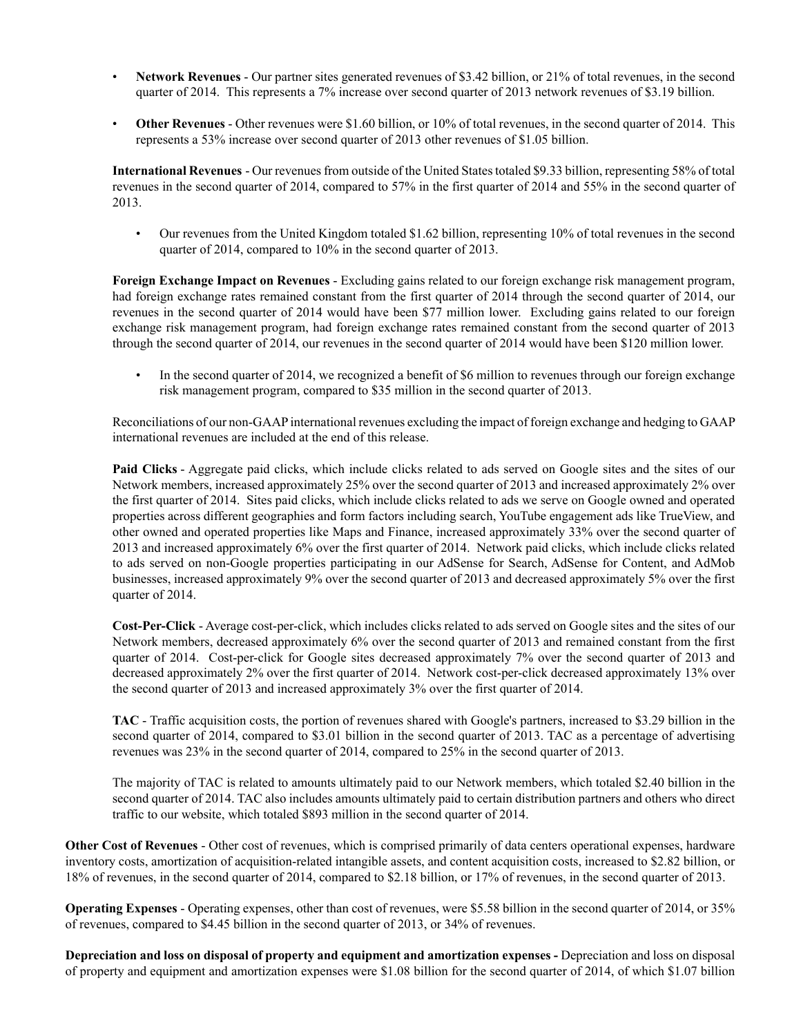- **Network Revenues** - Our partner sites generated revenues of $3.42 billion, or 21% of total revenues, in the second quarter of 2014. This represents a 7% increase over second quarter of 2013 network revenues of $3.19 billion.

- **Other Revenues** - Other revenues were $1.60 billion, or 10% of total revenues, in the second quarter of 2014. This represents a 53% increase over second quarter of 2013 other revenues of $1.05 billion.

**International Revenues** - Our revenues from outside of the United States totaled $9.33 billion, representing 58% of total revenues in the second quarter of 2014, compared to 57% in the first quarter of 2014 and 55% in the second quarter of 2013.

- Our revenues from the United Kingdom totaled $1.62 billion, representing 10% of total revenues in the second quarter of 2014, compared to 10% in the second quarter of 2013.

**Foreign Exchange Impact on Revenues** - Excluding gains related to our foreign exchange risk management program, had foreign exchange rates remained constant from the first quarter of 2014 through the second quarter of 2014, our revenues in the second quarter of 2014 would have been $77 million lower. Excluding gains related to our foreign exchange risk management program, had foreign exchange rates remained constant from the second quarter of 2013 through the second quarter of 2014, our revenues in the second quarter of 2014 would have been $120 million lower.

- In the second quarter of 2014, we recognized a benefit of $6 million to revenues through our foreign exchange risk management program, compared to $35 million in the second quarter of 2013.

Reconciliations of our non-GAAP international revenues excluding the impact of foreign exchange and hedging to GAAP international revenues are included at the end of this release.

**Paid Clicks** - Aggregate paid clicks, which include clicks related to ads served on Google sites and the sites of our Network members, increased approximately 25% over the second quarter of 2013 and increased approximately 2% over the first quarter of 2014. Sites paid clicks, which include clicks related to ads we serve on Google owned and operated properties across different geographies and form factors including search, YouTube engagement ads like TrueView, and other owned and operated properties like Maps and Finance, increased approximately 33% over the second quarter of 2013 and increased approximately 6% over the first quarter of 2014. Network paid clicks, which include clicks related to ads served on non-Google properties participating in our AdSense for Search, AdSense for Content, and AdMob businesses, increased approximately 9% over the second quarter of 2013 and decreased approximately 5% over the first quarter of 2014.

**Cost-Per-Click** - Average cost-per-click, which includes clicks related to ads served on Google sites and the sites of our Network members, decreased approximately 6% over the second quarter of 2013 and remained constant from the first quarter of 2014. Cost-per-click for Google sites decreased approximately 7% over the second quarter of 2013 and decreased approximately 2% over the first quarter of 2014. Network cost-per-click decreased approximately 13% over the second quarter of 2013 and increased approximately 3% over the first quarter of 2014.

**TAC** - Traffic acquisition costs, the portion of revenues shared with Google's partners, increased to $3.29 billion in the second quarter of 2014, compared to $3.01 billion in the second quarter of 2013. TAC as a percentage of advertising revenues was 23% in the second quarter of 2014, compared to 25% in the second quarter of 2013.

The majority of TAC is related to amounts ultimately paid to our Network members, which totaled $2.40 billion in the second quarter of 2014. TAC also includes amounts ultimately paid to certain distribution partners and others who direct traffic to our website, which totaled $893 million in the second quarter of 2014.

**Other Cost of Revenues** - Other cost of revenues, which is comprised primarily of data centers operational expenses, hardware inventory costs, amortization of acquisition-related intangible assets, and content acquisition costs, increased to $2.82 billion, or 18% of revenues, in the second quarter of 2014, compared to $2.18 billion, or 17% of revenues, in the second quarter of 2013.

**Operating Expenses** - Operating expenses, other than cost of revenues, were $5.58 billion in the second quarter of 2014, or 35% of revenues, compared to $4.45 billion in the second quarter of 2013, or 34% of revenues.

**Depreciation and loss on disposal of property and equipment and amortization expenses -** Depreciation and loss on disposal of property and equipment and amortization expenses were $1.08 billion for the second quarter of 2014, of which $1.07 billion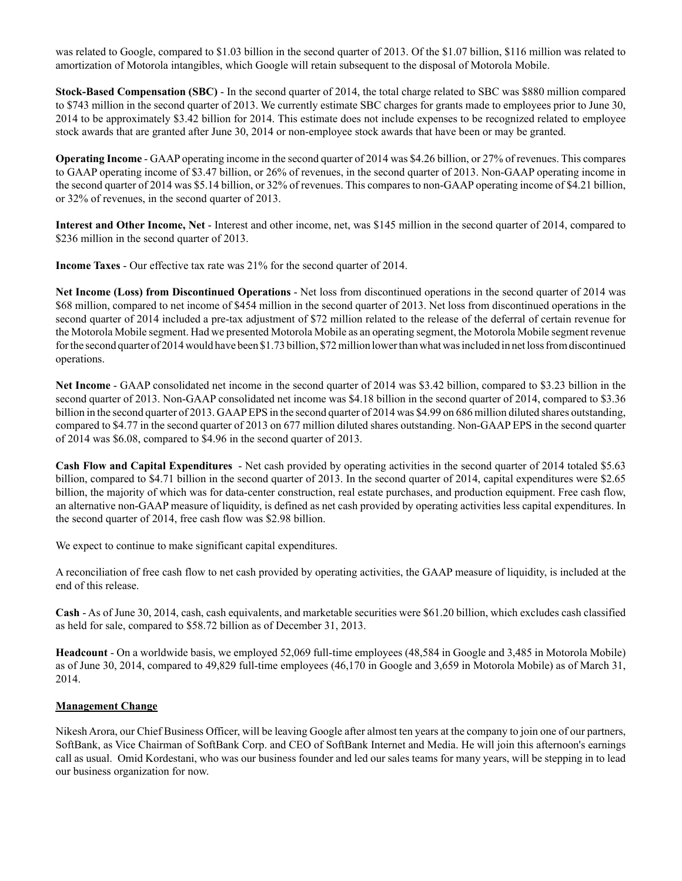was related to Google, compared to $1.03 billion in the second quarter of 2013. Of the $1.07 billion, $116 million was related to amortization of Motorola intangibles, which Google will retain subsequent to the disposal of Motorola Mobile.

**Stock-Based Compensation (SBC)** - In the second quarter of 2014, the total charge related to SBC was $880 million compared to $743 million in the second quarter of 2013. We currently estimate SBC charges for grants made to employees prior to June 30, 2014 to be approximately $3.42 billion for 2014. This estimate does not include expenses to be recognized related to employee stock awards that are granted after June 30, 2014 or non-employee stock awards that have been or may be granted.

**Operating Income** - GAAP operating income in the second quarter of 2014 was $4.26 billion, or 27% of revenues. This compares to GAAP operating income of $3.47 billion, or 26% of revenues, in the second quarter of 2013. Non-GAAP operating income in the second quarter of 2014 was $5.14 billion, or 32% of revenues. This compares to non-GAAP operating income of $4.21 billion, or 32% of revenues, in the second quarter of 2013.

**Interest and Other Income, Net** - Interest and other income, net, was $145 million in the second quarter of 2014, compared to $236 million in the second quarter of 2013.

**Income Taxes** - Our effective tax rate was 21% for the second quarter of 2014.

**Net Income (Loss) from Discontinued Operations** - Net loss from discontinued operations in the second quarter of 2014 was $68 million, compared to net income of $454 million in the second quarter of 2013. Net loss from discontinued operations in the second quarter of 2014 included a pre-tax adjustment of $72 million related to the release of the deferral of certain revenue for the Motorola Mobile segment. Had we presented Motorola Mobile as an operating segment, the Motorola Mobile segment revenue for the second quarter of 2014 would have been $1.73 billion, $72 million lower than what was included in net loss from discontinued operations.

**Net Income** - GAAP consolidated net income in the second quarter of 2014 was $3.42 billion, compared to $3.23 billion in the second quarter of 2013. Non-GAAP consolidated net income was $4.18 billion in the second quarter of 2014, compared to $3.36 billion in the second quarter of 2013. GAAP EPS in the second quarter of 2014 was $4.99 on 686 million diluted shares outstanding, compared to $4.77 in the second quarter of 2013 on 677 million diluted shares outstanding. Non-GAAP EPS in the second quarter of 2014 was $6.08, compared to $4.96 in the second quarter of 2013.

**Cash Flow and Capital Expenditures** - Net cash provided by operating activities in the second quarter of 2014 totaled $5.63 billion, compared to $4.71 billion in the second quarter of 2013. In the second quarter of 2014, capital expenditures were $2.65 billion, the majority of which was for data-center construction, real estate purchases, and production equipment. Free cash flow, an alternative non-GAAP measure of liquidity, is defined as net cash provided by operating activities less capital expenditures. In the second quarter of 2014, free cash flow was $2.98 billion.

We expect to continue to make significant capital expenditures.

A reconciliation of free cash flow to net cash provided by operating activities, the GAAP measure of liquidity, is included at the end of this release.

**Cash** - As of June 30, 2014, cash, cash equivalents, and marketable securities were $61.20 billion, which excludes cash classified as held for sale, compared to $58.72 billion as of December 31, 2013.

**Headcount** - On a worldwide basis, we employed 52,069 full-time employees (48,584 in Google and 3,485 in Motorola Mobile) as of June 30, 2014, compared to 49,829 full-time employees (46,170 in Google and 3,659 in Motorola Mobile) as of March 31, 2014.

**Management Change**

Nikesh Arora, our Chief Business Officer, will be leaving Google after almost ten years at the company to join one of our partners, SoftBank, as Vice Chairman of SoftBank Corp. and CEO of SoftBank Internet and Media. He will join this afternoon's earnings call as usual. Omid Kordestani, who was our business founder and led our sales teams for many years, will be stepping in to lead our business organization for now.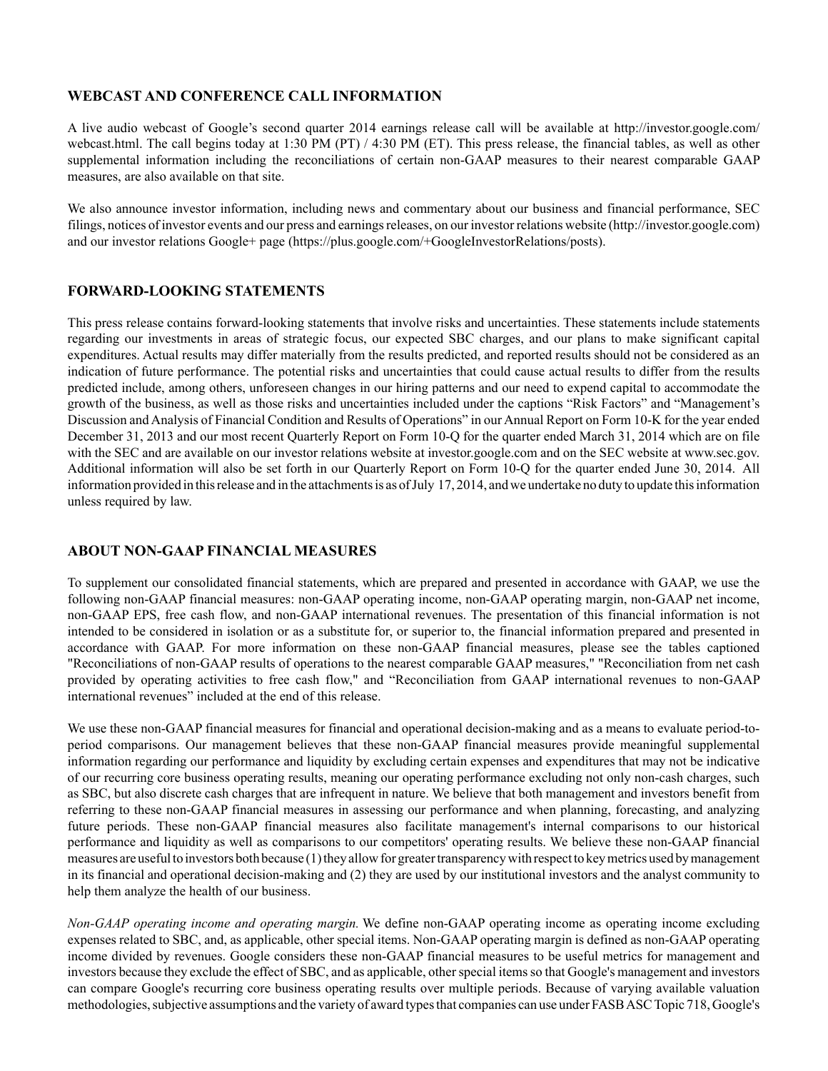## WEBCAST AND CONFERENCE CALL INFORMATION

A live audio webcast of Google's second quarter 2014 earnings release call will be available at http://investor.google.com/webcast.html. The call begins today at 1:30 PM (PT) / 4:30 PM (ET). This press release, the financial tables, as well as other supplemental information including the reconciliations of certain non-GAAP measures to their nearest comparable GAAP measures, are also available on that site.

We also announce investor information, including news and commentary about our business and financial performance, SEC filings, notices of investor events and our press and earnings releases, on our investor relations website (http://investor.google.com) and our investor relations Google+ page (https://plus.google.com/+GoogleInvestorRelations/posts).

## FORWARD-LOOKING STATEMENTS

This press release contains forward-looking statements that involve risks and uncertainties. These statements include statements regarding our investments in areas of strategic focus, our expected SBC charges, and our plans to make significant capital expenditures. Actual results may differ materially from the results predicted, and reported results should not be considered as an indication of future performance. The potential risks and uncertainties that could cause actual results to differ from the results predicted include, among others, unforeseen changes in our hiring patterns and our need to expend capital to accommodate the growth of the business, as well as those risks and uncertainties included under the captions "Risk Factors" and "Management's Discussion and Analysis of Financial Condition and Results of Operations" in our Annual Report on Form 10-K for the year ended December 31, 2013 and our most recent Quarterly Report on Form 10-Q for the quarter ended March 31, 2014 which are on file with the SEC and are available on our investor relations website at investor.google.com and on the SEC website at www.sec.gov. Additional information will also be set forth in our Quarterly Report on Form 10-Q for the quarter ended June 30, 2014. All information provided in this release and in the attachments is as of July 17, 2014, and we undertake no duty to update this information unless required by law.

## ABOUT NON-GAAP FINANCIAL MEASURES

To supplement our consolidated financial statements, which are prepared and presented in accordance with GAAP, we use the following non-GAAP financial measures: non-GAAP operating income, non-GAAP operating margin, non-GAAP net income, non-GAAP EPS, free cash flow, and non-GAAP international revenues. The presentation of this financial information is not intended to be considered in isolation or as a substitute for, or superior to, the financial information prepared and presented in accordance with GAAP. For more information on these non-GAAP financial measures, please see the tables captioned "Reconciliations of non-GAAP results of operations to the nearest comparable GAAP measures," "Reconciliation from net cash provided by operating activities to free cash flow," and "Reconciliation from GAAP international revenues to non-GAAP international revenues" included at the end of this release.

We use these non-GAAP financial measures for financial and operational decision-making and as a means to evaluate period-to-period comparisons. Our management believes that these non-GAAP financial measures provide meaningful supplemental information regarding our performance and liquidity by excluding certain expenses and expenditures that may not be indicative of our recurring core business operating results, meaning our operating performance excluding not only non-cash charges, such as SBC, but also discrete cash charges that are infrequent in nature. We believe that both management and investors benefit from referring to these non-GAAP financial measures in assessing our performance and when planning, forecasting, and analyzing future periods. These non-GAAP financial measures also facilitate management's internal comparisons to our historical performance and liquidity as well as comparisons to our competitors' operating results. We believe these non-GAAP financial measures are useful to investors both because (1) they allow for greater transparency with respect to key metrics used by management in its financial and operational decision-making and (2) they are used by our institutional investors and the analyst community to help them analyze the health of our business.

*Non-GAAP operating income and operating margin.* We define non-GAAP operating income as operating income excluding expenses related to SBC, and, as applicable, other special items. Non-GAAP operating margin is defined as non-GAAP operating income divided by revenues. Google considers these non-GAAP financial measures to be useful metrics for management and investors because they exclude the effect of SBC, and as applicable, other special items so that Google's management and investors can compare Google's recurring core business operating results over multiple periods. Because of varying available valuation methodologies, subjective assumptions and the variety of award types that companies can use under FASB ASC Topic 718, Google's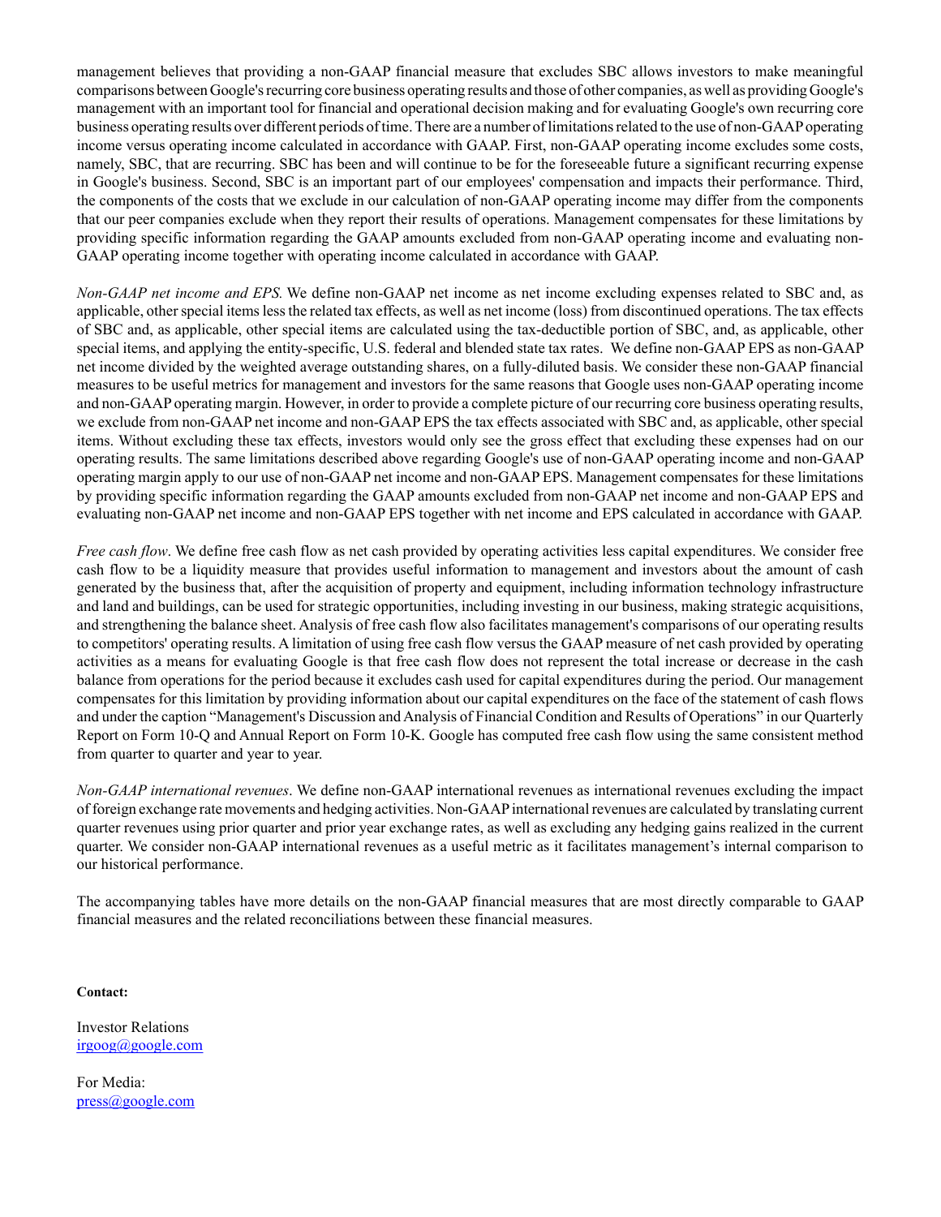management believes that providing a non-GAAP financial measure that excludes SBC allows investors to make meaningful comparisons between Google's recurring core business operating results and those of other companies, as well as providing Google's management with an important tool for financial and operational decision making and for evaluating Google's own recurring core business operating results over different periods of time. There are a number of limitations related to the use of non-GAAP operating income versus operating income calculated in accordance with GAAP. First, non-GAAP operating income excludes some costs, namely, SBC, that are recurring. SBC has been and will continue to be for the foreseeable future a significant recurring expense in Google's business. Second, SBC is an important part of our employees' compensation and impacts their performance. Third, the components of the costs that we exclude in our calculation of non-GAAP operating income may differ from the components that our peer companies exclude when they report their results of operations. Management compensates for these limitations by providing specific information regarding the GAAP amounts excluded from non-GAAP operating income and evaluating non-GAAP operating income together with operating income calculated in accordance with GAAP.

*Non-GAAP net income and EPS.* We define non-GAAP net income as net income excluding expenses related to SBC and, as applicable, other special items less the related tax effects, as well as net income (loss) from discontinued operations. The tax effects of SBC and, as applicable, other special items are calculated using the tax-deductible portion of SBC, and, as applicable, other special items, and applying the entity-specific, U.S. federal and blended state tax rates. We define non-GAAP EPS as non-GAAP net income divided by the weighted average outstanding shares, on a fully-diluted basis. We consider these non-GAAP financial measures to be useful metrics for management and investors for the same reasons that Google uses non-GAAP operating income and non-GAAP operating margin. However, in order to provide a complete picture of our recurring core business operating results, we exclude from non-GAAP net income and non-GAAP EPS the tax effects associated with SBC and, as applicable, other special items. Without excluding these tax effects, investors would only see the gross effect that excluding these expenses had on our operating results. The same limitations described above regarding Google's use of non-GAAP operating income and non-GAAP operating margin apply to our use of non-GAAP net income and non-GAAP EPS. Management compensates for these limitations by providing specific information regarding the GAAP amounts excluded from non-GAAP net income and non-GAAP EPS and evaluating non-GAAP net income and non-GAAP EPS together with net income and EPS calculated in accordance with GAAP.

*Free cash flow*. We define free cash flow as net cash provided by operating activities less capital expenditures. We consider free cash flow to be a liquidity measure that provides useful information to management and investors about the amount of cash generated by the business that, after the acquisition of property and equipment, including information technology infrastructure and land and buildings, can be used for strategic opportunities, including investing in our business, making strategic acquisitions, and strengthening the balance sheet. Analysis of free cash flow also facilitates management's comparisons of our operating results to competitors' operating results. A limitation of using free cash flow versus the GAAP measure of net cash provided by operating activities as a means for evaluating Google is that free cash flow does not represent the total increase or decrease in the cash balance from operations for the period because it excludes cash used for capital expenditures during the period. Our management compensates for this limitation by providing information about our capital expenditures on the face of the statement of cash flows and under the caption "Management's Discussion and Analysis of Financial Condition and Results of Operations" in our Quarterly Report on Form 10-Q and Annual Report on Form 10-K. Google has computed free cash flow using the same consistent method from quarter to quarter and year to year.

*Non-GAAP international revenues*. We define non-GAAP international revenues as international revenues excluding the impact of foreign exchange rate movements and hedging activities. Non-GAAP international revenues are calculated by translating current quarter revenues using prior quarter and prior year exchange rates, as well as excluding any hedging gains realized in the current quarter. We consider non-GAAP international revenues as a useful metric as it facilitates management's internal comparison to our historical performance.

The accompanying tables have more details on the non-GAAP financial measures that are most directly comparable to GAAP financial measures and the related reconciliations between these financial measures.

**Contact:**

Investor Relations
irgoog@google.com

For Media:
press@google.com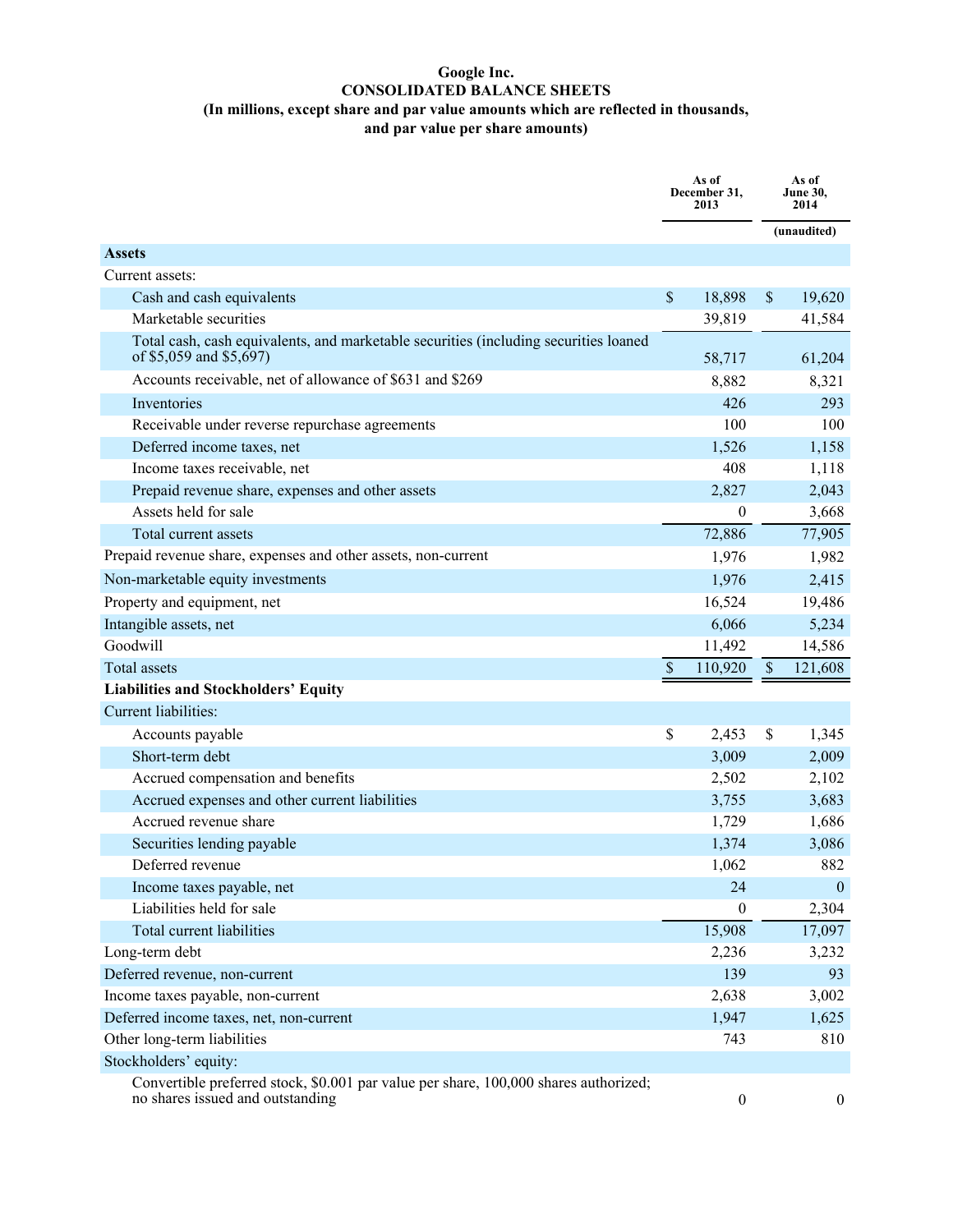**Google Inc.**
**CONSOLIDATED BALANCE SHEETS**
**(In millions, except share and par value amounts which are reflected in thousands, and par value per share amounts)**

| | As of December 31, 2013 | As of June 30, 2014 |
|---|---|---|
| | | (unaudited) |
| **Assets** | | |
| Current assets: | | |
| Cash and cash equivalents | $ 18,898 | $ 19,620 |
| Marketable securities | 39,819 | 41,584 |
| Total cash, cash equivalents, and marketable securities (including securities loaned of $5,059 and $5,697) | 58,717 | 61,204 |
| Accounts receivable, net of allowance of $631 and $269 | 8,882 | 8,321 |
| Inventories | 426 | 293 |
| Receivable under reverse repurchase agreements | 100 | 100 |
| Deferred income taxes, net | 1,526 | 1,158 |
| Income taxes receivable, net | 408 | 1,118 |
| Prepaid revenue share, expenses and other assets | 2,827 | 2,043 |
| Assets held for sale | 0 | 3,668 |
| Total current assets | 72,886 | 77,905 |
| Prepaid revenue share, expenses and other assets, non-current | 1,976 | 1,982 |
| Non-marketable equity investments | 1,976 | 2,415 |
| Property and equipment, net | 16,524 | 19,486 |
| Intangible assets, net | 6,066 | 5,234 |
| Goodwill | 11,492 | 14,586 |
| Total assets | $ 110,920 | $ 121,608 |
| **Liabilities and Stockholders' Equity** | | |
| Current liabilities: | | |
| Accounts payable | $ 2,453 | $ 1,345 |
| Short-term debt | 3,009 | 2,009 |
| Accrued compensation and benefits | 2,502 | 2,102 |
| Accrued expenses and other current liabilities | 3,755 | 3,683 |
| Accrued revenue share | 1,729 | 1,686 |
| Securities lending payable | 1,374 | 3,086 |
| Deferred revenue | 1,062 | 882 |
| Income taxes payable, net | 24 | 0 |
| Liabilities held for sale | 0 | 2,304 |
| Total current liabilities | 15,908 | 17,097 |
| Long-term debt | 2,236 | 3,232 |
| Deferred revenue, non-current | 139 | 93 |
| Income taxes payable, non-current | 2,638 | 3,002 |
| Deferred income taxes, net, non-current | 1,947 | 1,625 |
| Other long-term liabilities | 743 | 810 |
| Stockholders' equity: | | |
| Convertible preferred stock, $0.001 par value per share, 100,000 shares authorized; no shares issued and outstanding | 0 | 0 |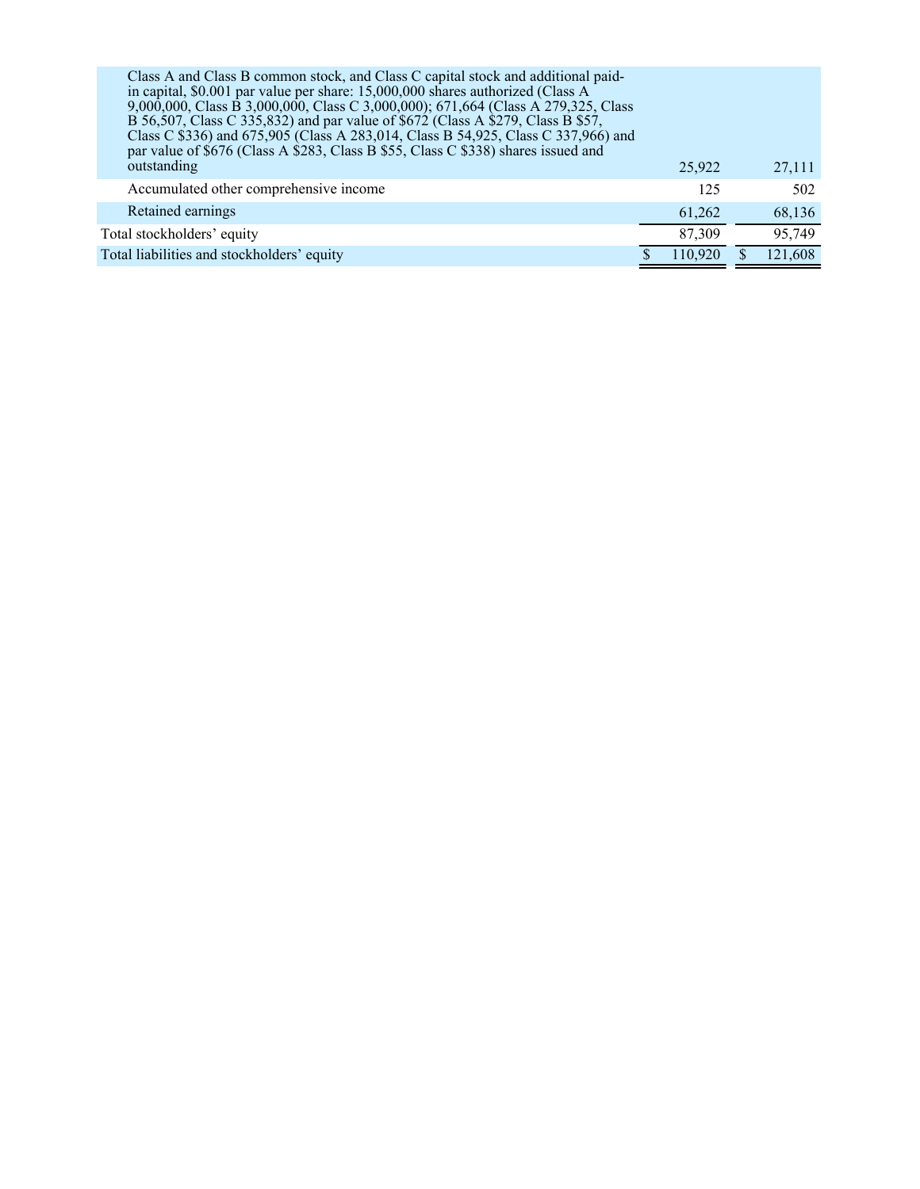| | | |
|---|---|---|
| Class A and Class B common stock, and Class C capital stock and additional paid-in capital, $0.001 par value per share: 15,000,000 shares authorized (Class A 9,000,000, Class B 3,000,000, Class C 3,000,000); 671,664 (Class A 279,325, Class B 56,507, Class C 335,832) and par value of $672 (Class A $279, Class B $57, Class C $336) and 675,905 (Class A 283,014, Class B 54,925, Class C 337,966) and par value of $676 (Class A $283, Class B $55, Class C $338) shares issued and outstanding | 25,922 | 27,111 |
| Accumulated other comprehensive income | 125 | 502 |
| Retained earnings | 61,262 | 68,136 |
| Total stockholders' equity | 87,309 | 95,749 |
| Total liabilities and stockholders' equity | $ 110,920 | $ 121,608 |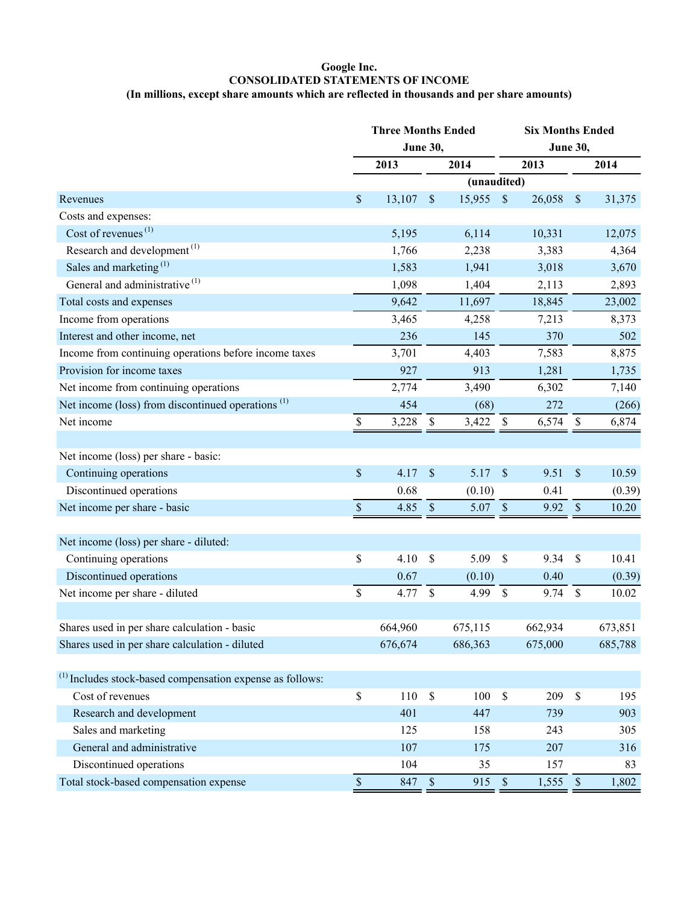# Google Inc.

## CONSOLIDATED STATEMENTS OF INCOME

**(In millions, except share amounts which are reflected in thousands and per share amounts)**

| | Three Months Ended June 30, | | Six Months Ended June 30, | |
|---|---|---|---|---|
| | 2013 | 2014 | 2013 | 2014 |
| | (unaudited) | | | |
| Revenues | $ 13,107 | $ 15,955 | $ 26,058 | $ 31,375 |
| Costs and expenses: | | | | |
| Cost of revenues [(1)] | 5,195 | 6,114 | 10,331 | 12,075 |
| Research and development [(1)] | 1,766 | 2,238 | 3,383 | 4,364 |
| Sales and marketing [(1)] | 1,583 | 1,941 | 3,018 | 3,670 |
| General and administrative [(1)] | 1,098 | 1,404 | 2,113 | 2,893 |
| Total costs and expenses | 9,642 | 11,697 | 18,845 | 23,002 |
| Income from operations | 3,465 | 4,258 | 7,213 | 8,373 |
| Interest and other income, net | 236 | 145 | 370 | 502 |
| Income from continuing operations before income taxes | 3,701 | 4,403 | 7,583 | 8,875 |
| Provision for income taxes | 927 | 913 | 1,281 | 1,735 |
| Net income from continuing operations | 2,774 | 3,490 | 6,302 | 7,140 |
| Net income (loss) from discontinued operations [(1)] | 454 | (68) | 272 | (266) |
| Net income | $ 3,228 | $ 3,422 | $ 6,574 | $ 6,874 |
| | | | | |
| Net income (loss) per share - basic: | | | | |
| Continuing operations | $ 4.17 | $ 5.17 | $ 9.51 | $ 10.59 |
| Discontinued operations | 0.68 | (0.10) | 0.41 | (0.39) |
| Net income per share - basic | $ 4.85 | $ 5.07 | $ 9.92 | $ 10.20 |
| | | | | |
| Net income (loss) per share - diluted: | | | | |
| Continuing operations | $ 4.10 | $ 5.09 | $ 9.34 | $ 10.41 |
| Discontinued operations | 0.67 | (0.10) | 0.40 | (0.39) |
| Net income per share - diluted | $ 4.77 | $ 4.99 | $ 9.74 | $ 10.02 |
| | | | | |
| Shares used in per share calculation - basic | 664,960 | 675,115 | 662,934 | 673,851 |
| Shares used in per share calculation - diluted | 676,674 | 686,363 | 675,000 | 685,788 |
| | | | | |
| [(1)] Includes stock-based compensation expense as follows: | | | | |
| Cost of revenues | $ 110 | $ 100 | $ 209 | $ 195 |
| Research and development | 401 | 447 | 739 | 903 |
| Sales and marketing | 125 | 158 | 243 | 305 |
| General and administrative | 107 | 175 | 207 | 316 |
| Discontinued operations | 104 | 35 | 157 | 83 |
| Total stock-based compensation expense | $ 847 | $ 915 | $ 1,555 | $ 1,802 |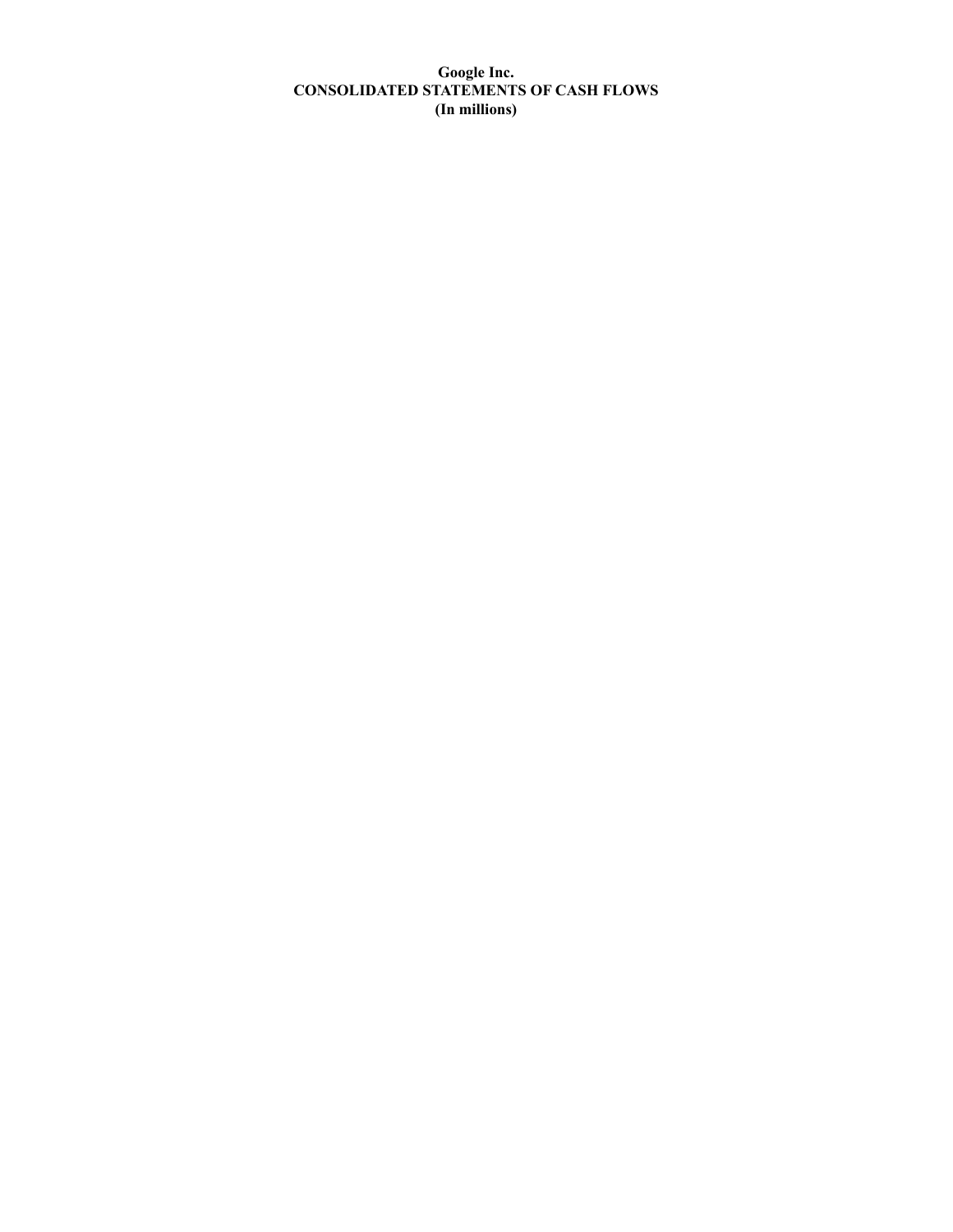**Google Inc.**
**CONSOLIDATED STATEMENTS OF CASH FLOWS**
**(In millions)**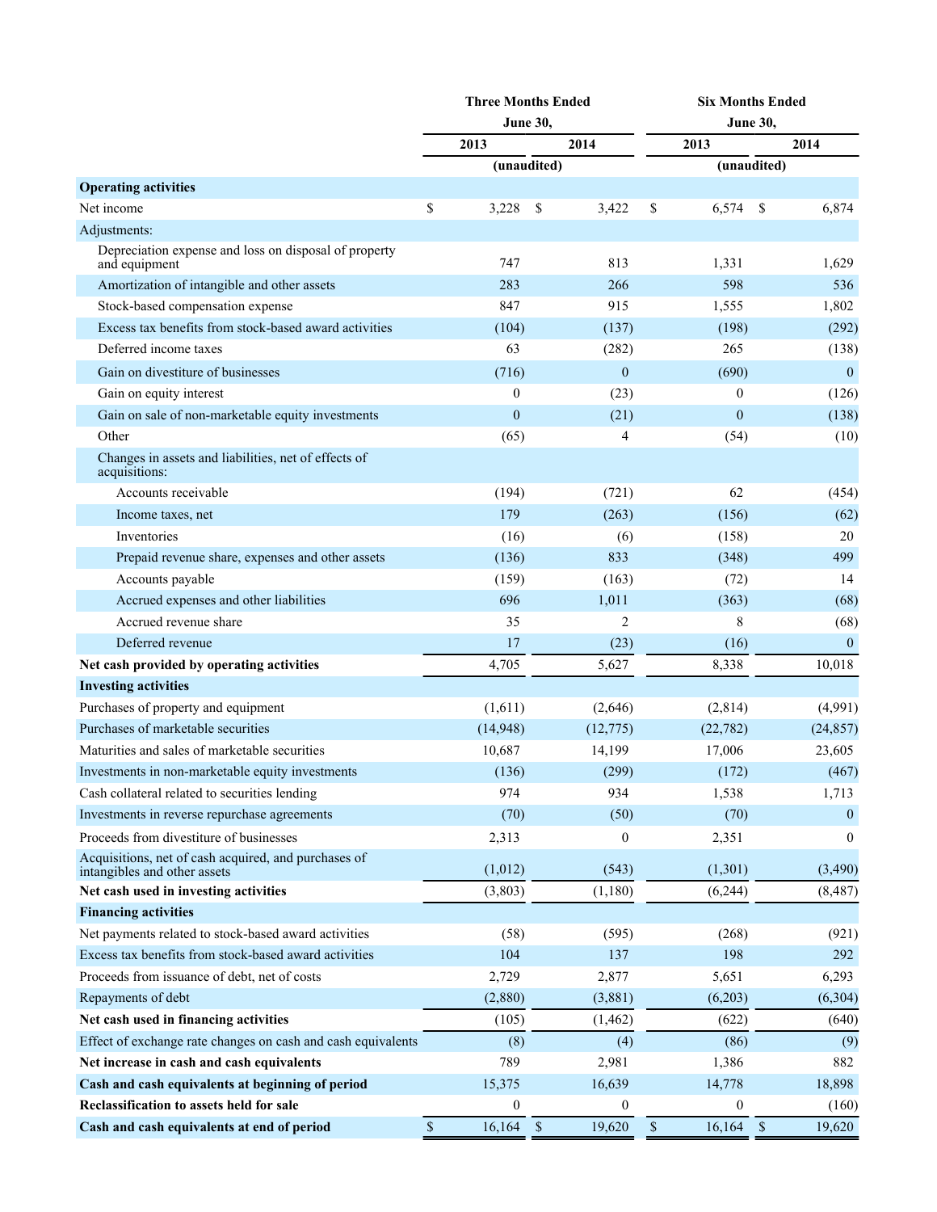| | Three Months Ended June 30, | | Six Months Ended June 30, | |
|---|---|---|---|---|
| | 2013 | 2014 | 2013 | 2014 |
| | (unaudited) | | (unaudited) | |
| **Operating activities** | | | | |
| Net income | $ 3,228 | $ 3,422 | $ 6,574 | $ 6,874 |
| Adjustments: | | | | |
| Depreciation expense and loss on disposal of property and equipment | 747 | 813 | 1,331 | 1,629 |
| Amortization of intangible and other assets | 283 | 266 | 598 | 536 |
| Stock-based compensation expense | 847 | 915 | 1,555 | 1,802 |
| Excess tax benefits from stock-based award activities | (104) | (137) | (198) | (292) |
| Deferred income taxes | 63 | (282) | 265 | (138) |
| Gain on divestiture of businesses | (716) | 0 | (690) | 0 |
| Gain on equity interest | 0 | (23) | 0 | (126) |
| Gain on sale of non-marketable equity investments | 0 | (21) | 0 | (138) |
| Other | (65) | 4 | (54) | (10) |
| Changes in assets and liabilities, net of effects of acquisitions: | | | | |
| Accounts receivable | (194) | (721) | 62 | (454) |
| Income taxes, net | 179 | (263) | (156) | (62) |
| Inventories | (16) | (6) | (158) | 20 |
| Prepaid revenue share, expenses and other assets | (136) | 833 | (348) | 499 |
| Accounts payable | (159) | (163) | (72) | 14 |
| Accrued expenses and other liabilities | 696 | 1,011 | (363) | (68) |
| Accrued revenue share | 35 | 2 | 8 | (68) |
| Deferred revenue | 17 | (23) | (16) | 0 |
| **Net cash provided by operating activities** | 4,705 | 5,627 | 8,338 | 10,018 |
| **Investing activities** | | | | |
| Purchases of property and equipment | (1,611) | (2,646) | (2,814) | (4,991) |
| Purchases of marketable securities | (14,948) | (12,775) | (22,782) | (24,857) |
| Maturities and sales of marketable securities | 10,687 | 14,199 | 17,006 | 23,605 |
| Investments in non-marketable equity investments | (136) | (299) | (172) | (467) |
| Cash collateral related to securities lending | 974 | 934 | 1,538 | 1,713 |
| Investments in reverse repurchase agreements | (70) | (50) | (70) | 0 |
| Proceeds from divestiture of businesses | 2,313 | 0 | 2,351 | 0 |
| Acquisitions, net of cash acquired, and purchases of intangibles and other assets | (1,012) | (543) | (1,301) | (3,490) |
| **Net cash used in investing activities** | (3,803) | (1,180) | (6,244) | (8,487) |
| **Financing activities** | | | | |
| Net payments related to stock-based award activities | (58) | (595) | (268) | (921) |
| Excess tax benefits from stock-based award activities | 104 | 137 | 198 | 292 |
| Proceeds from issuance of debt, net of costs | 2,729 | 2,877 | 5,651 | 6,293 |
| Repayments of debt | (2,880) | (3,881) | (6,203) | (6,304) |
| **Net cash used in financing activities** | (105) | (1,462) | (622) | (640) |
| Effect of exchange rate changes on cash and cash equivalents | (8) | (4) | (86) | (9) |
| **Net increase in cash and cash equivalents** | 789 | 2,981 | 1,386 | 882 |
| **Cash and cash equivalents at beginning of period** | 15,375 | 16,639 | 14,778 | 18,898 |
| **Reclassification to assets held for sale** | 0 | 0 | 0 | (160) |
| **Cash and cash equivalents at end of period** | $ 16,164 | $ 19,620 | $ 16,164 | $ 19,620 |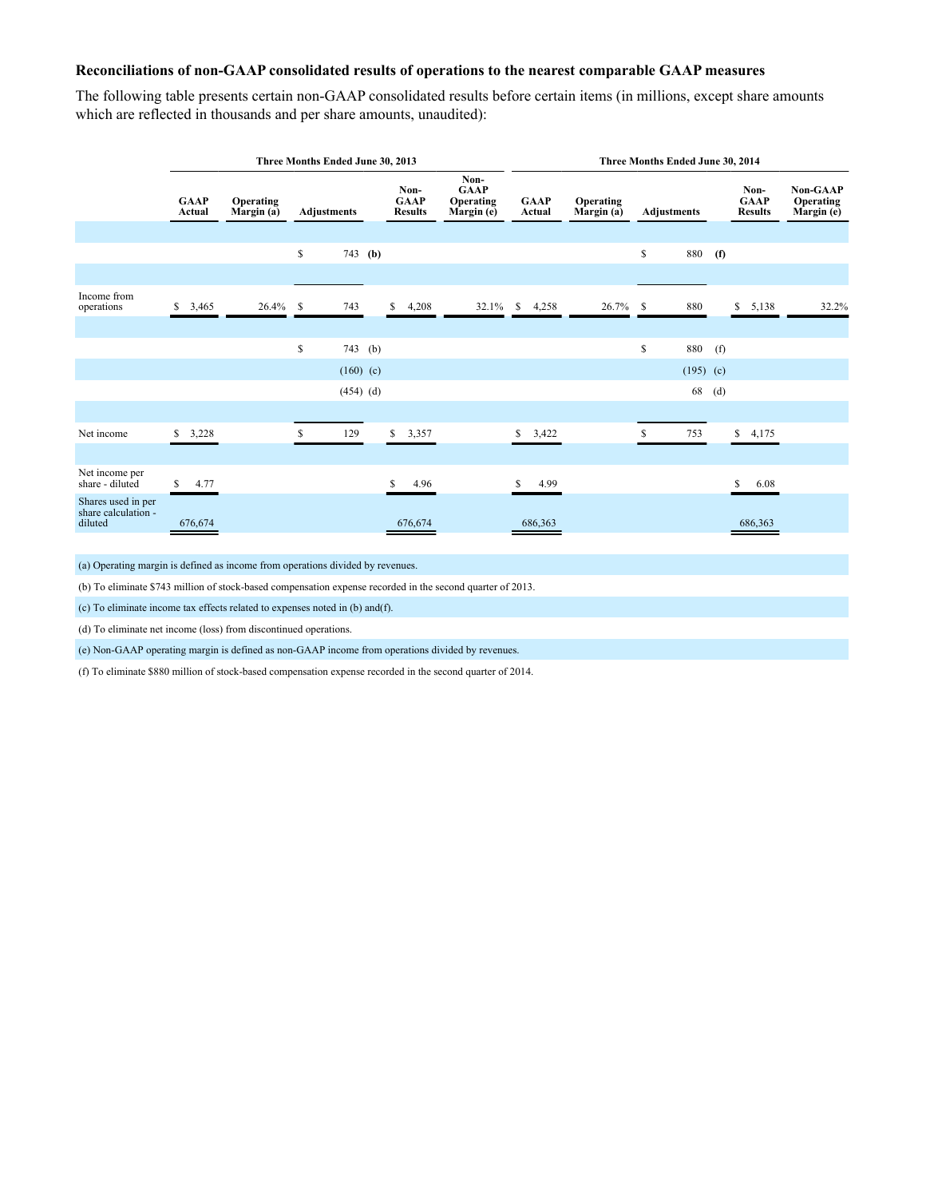### Reconciliations of non-GAAP consolidated results of operations to the nearest comparable GAAP measures

The following table presents certain non-GAAP consolidated results before certain items (in millions, except share amounts which are reflected in thousands and per share amounts, unaudited):

| | Three Months Ended June 30, 2013 | | | | | Three Months Ended June 30, 2014 | | | | |
|---|---|---|---|---|---|---|---|---|---|---|
| | GAAP Actual | Operating Margin (a) | Adjustments | Non-GAAP Results | Non-GAAP Operating Margin (e) | GAAP Actual | Operating Margin (a) | Adjustments | Non-GAAP Results | Non-GAAP Operating Margin (e) |
| | | | $ 743 **(b)** | | | | | $ 880 **(f)** | | |
| Income from operations | $ 3,465 | 26.4% | $ 743 | $ 4,208 | 32.1% | $ 4,258 | 26.7% | $ 880 | $ 5,138 | 32.2% |
| | | | $ 743 (b) | | | | | $ 880 (f) | | |
| | | | (160) (c) | | | | | (195) (c) | | |
| | | | (454) (d) | | | | | 68 (d) | | |
| Net income | $ 3,228 | | $ 129 | $ 3,357 | | $ 3,422 | | $ 753 | $ 4,175 | |
| Net income per share - diluted | $ 4.77 | | | $ 4.96 | | $ 4.99 | | | $ 6.08 | |
| Shares used in per share calculation - diluted | 676,674 | | | 676,674 | | 686,363 | | | 686,363 | |

(a) Operating margin is defined as income from operations divided by revenues.

(b) To eliminate $743 million of stock-based compensation expense recorded in the second quarter of 2013.

(c) To eliminate income tax effects related to expenses noted in (b) and(f).

(d) To eliminate net income (loss) from discontinued operations.

(e) Non-GAAP operating margin is defined as non-GAAP income from operations divided by revenues.

(f) To eliminate $880 million of stock-based compensation expense recorded in the second quarter of 2014.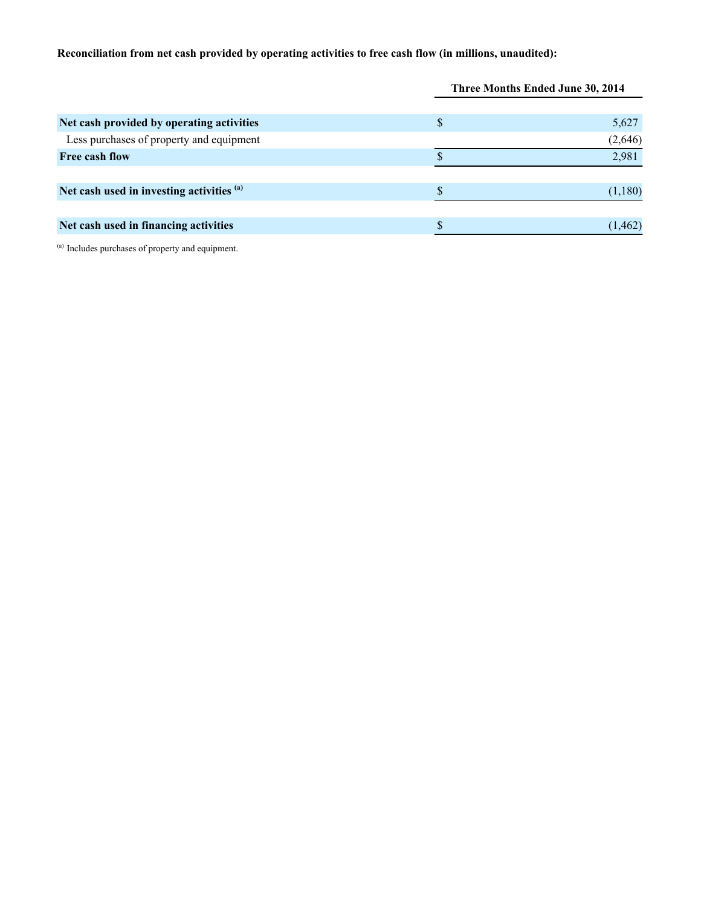**Reconciliation from net cash provided by operating activities to free cash flow (in millions, unaudited):**

| | Three Months Ended June 30, 2014 |
|---|---|
| **Net cash provided by operating activities** | $ 5,627 |
| Less purchases of property and equipment | (2,646) |
| **Free cash flow** | $ 2,981 |
| | |
| **Net cash used in investing activities** [(a)] | $ (1,180) |
| | |
| **Net cash used in financing activities** | $ (1,462) |

[(a)] Includes purchases of property and equipment.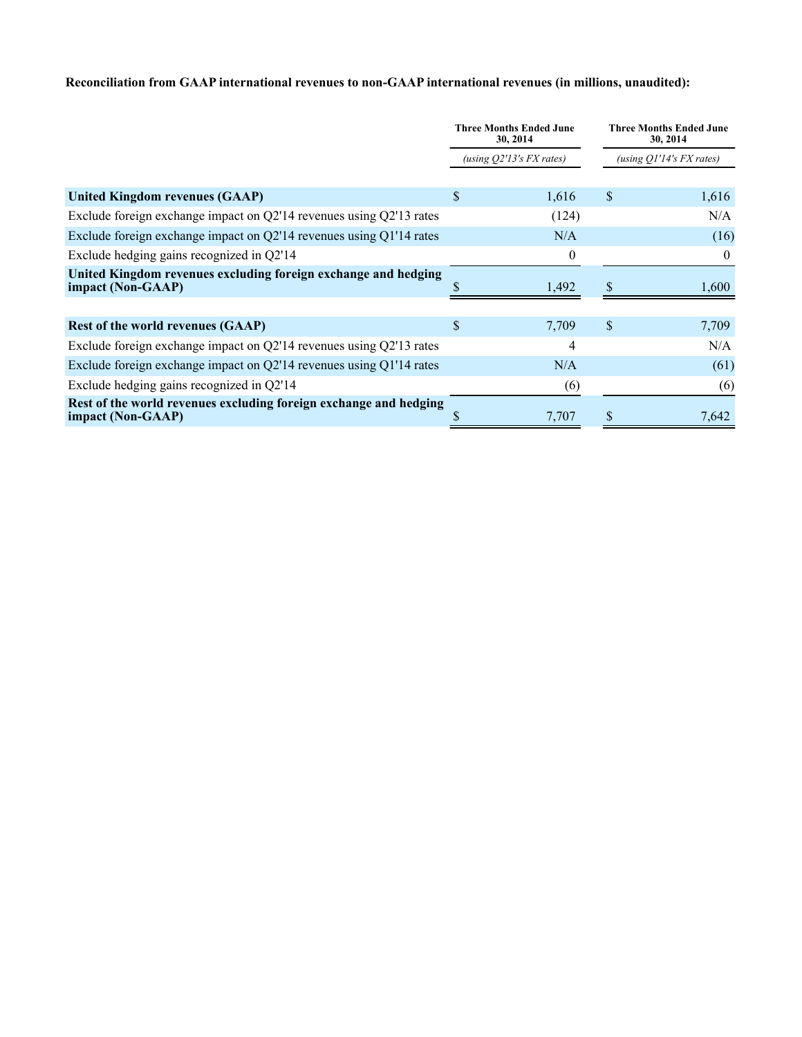**Reconciliation from GAAP international revenues to non-GAAP international revenues (in millions, unaudited):**

| | Three Months Ended June 30, 2014 | Three Months Ended June 30, 2014 |
|---|---|---|
| | *(using Q2'13's FX rates)* | *(using Q1'14's FX rates)* |
| **United Kingdom revenues (GAAP)** | $ 1,616 | $ 1,616 |
| Exclude foreign exchange impact on Q2'14 revenues using Q2'13 rates | (124) | N/A |
| Exclude foreign exchange impact on Q2'14 revenues using Q1'14 rates | N/A | (16) |
| Exclude hedging gains recognized in Q2'14 | 0 | 0 |
| **United Kingdom revenues excluding foreign exchange and hedging impact (Non-GAAP)** | $ 1,492 | $ 1,600 |
| | | |
| **Rest of the world revenues (GAAP)** | $ 7,709 | $ 7,709 |
| Exclude foreign exchange impact on Q2'14 revenues using Q2'13 rates | 4 | N/A |
| Exclude foreign exchange impact on Q2'14 revenues using Q1'14 rates | N/A | (61) |
| Exclude hedging gains recognized in Q2'14 | (6) | (6) |
| **Rest of the world revenues excluding foreign exchange and hedging impact (Non-GAAP)** | $ 7,707 | $ 7,642 |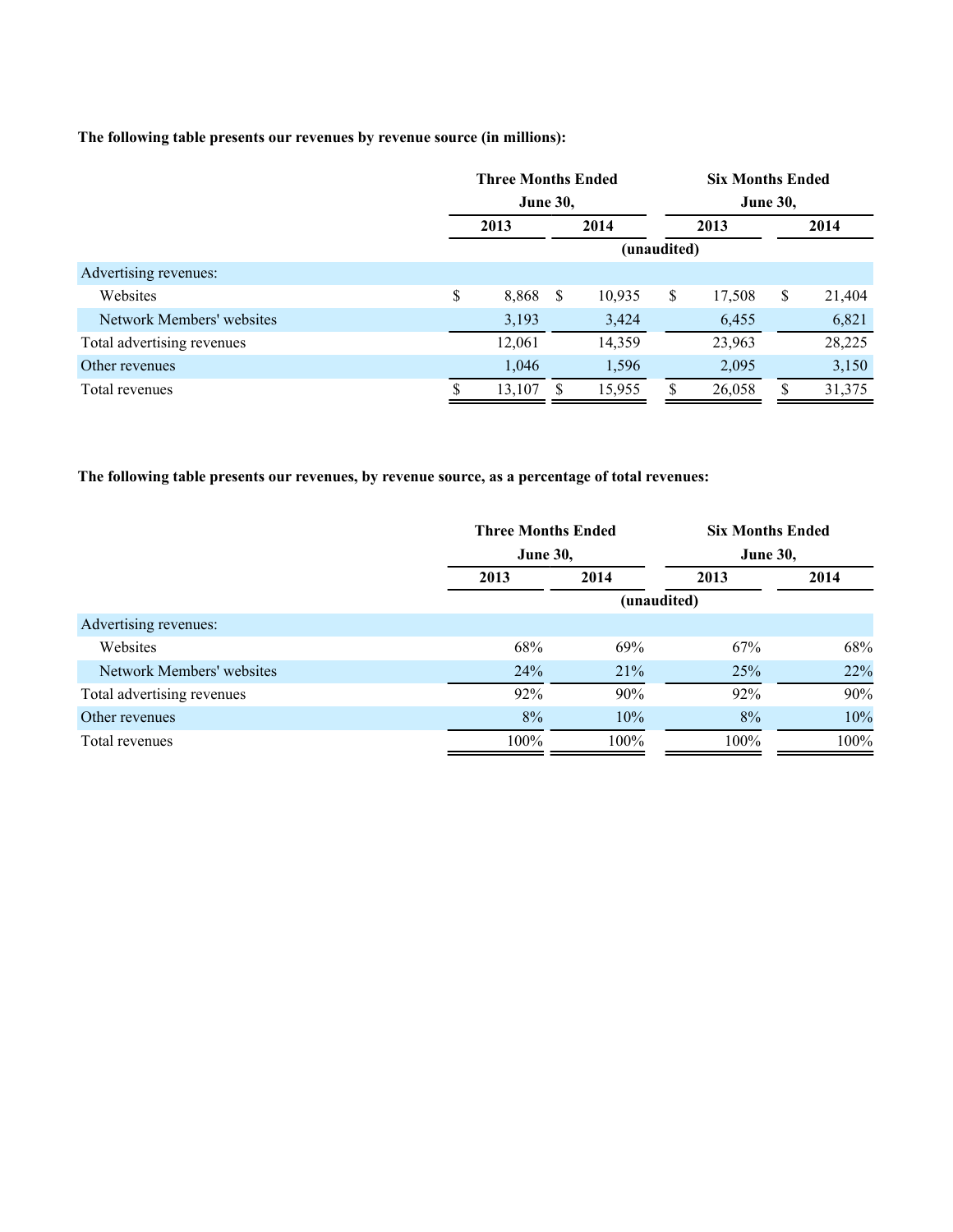**The following table presents our revenues by revenue source (in millions):**

| | Three Months Ended June 30, | | Six Months Ended June 30, | |
|---|---|---|---|---|
| | 2013 | 2014 | 2013 | 2014 |
| | (unaudited) | | | |
| Advertising revenues: | | | | |
| Websites | $ 8,868 | $ 10,935 | $ 17,508 | $ 21,404 |
| Network Members' websites | 3,193 | 3,424 | 6,455 | 6,821 |
| Total advertising revenues | 12,061 | 14,359 | 23,963 | 28,225 |
| Other revenues | 1,046 | 1,596 | 2,095 | 3,150 |
| Total revenues | $ 13,107 | $ 15,955 | $ 26,058 | $ 31,375 |

**The following table presents our revenues, by revenue source, as a percentage of total revenues:**

| | Three Months Ended June 30, | | Six Months Ended June 30, | |
|---|---|---|---|---|
| | 2013 | 2014 | 2013 | 2014 |
| | (unaudited) | | | |
| Advertising revenues: | | | | |
| Websites | 68% | 69% | 67% | 68% |
| Network Members' websites | 24% | 21% | 25% | 22% |
| Total advertising revenues | 92% | 90% | 92% | 90% |
| Other revenues | 8% | 10% | 8% | 10% |
| Total revenues | 100% | 100% | 100% | 100% |